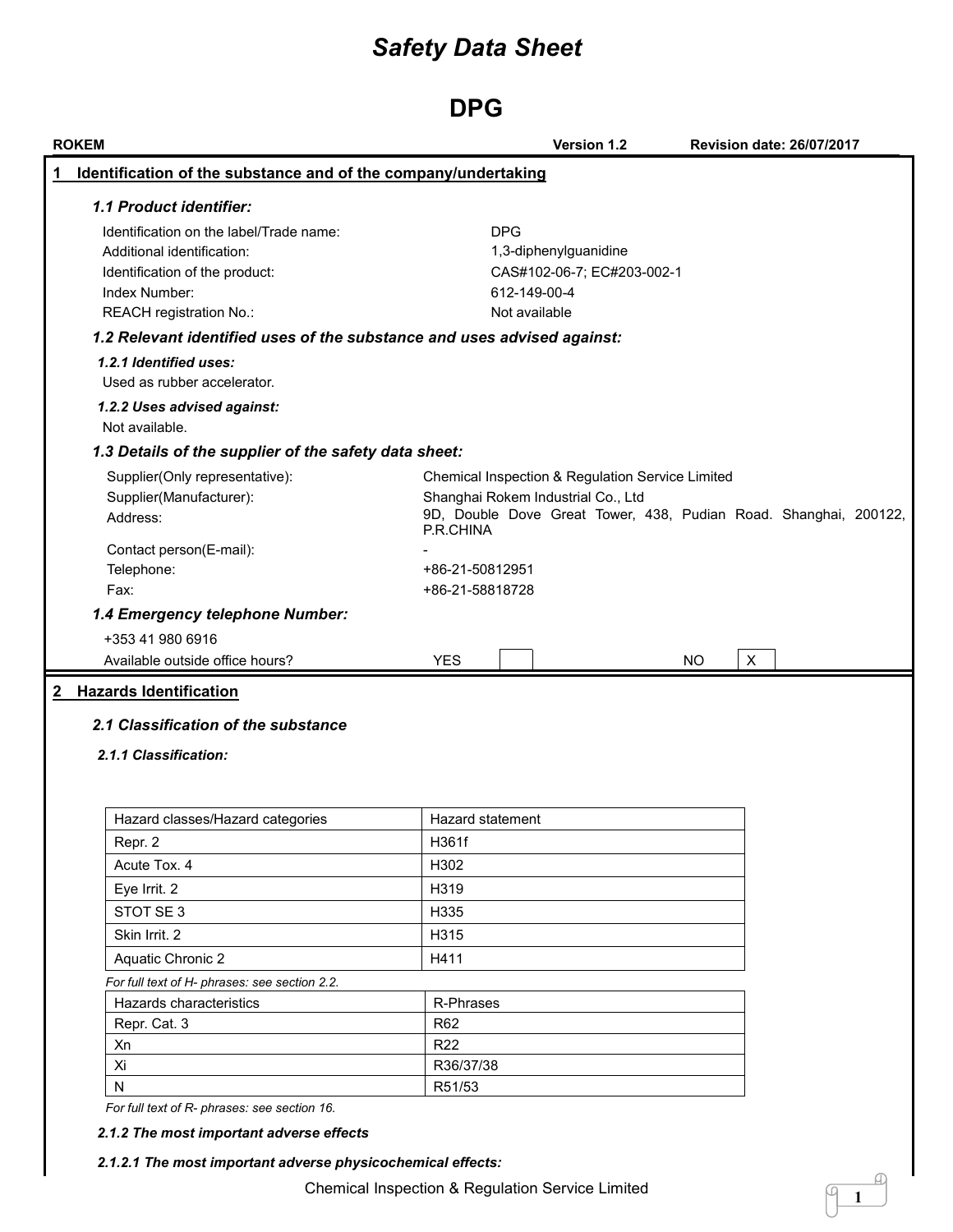# Safety Data Sheet

# DPG

**ROKEM** **Version 1.2** **Revision date: 26/07/2017**

## 1 Identification of the substance and of the company/undertaking

### *1.1 Product identifier:*

| | |
|---|---|
| Identification on the label/Trade name: | DPG |
| Additional identification: | 1,3-diphenylguanidine |
| Identification of the product: | CAS#102-06-7; EC#203-002-1 |
| Index Number: | 612-149-00-4 |
| REACH registration No.: | Not available |

### *1.2 Relevant identified uses of the substance and uses advised against:*

***1.2.1 Identified uses:***

Used as rubber accelerator.

***1.2.2 Uses advised against:***

Not available.

### *1.3 Details of the supplier of the safety data sheet:*

| | |
|---|---|
| Supplier(Only representative): | Chemical Inspection & Regulation Service Limited |
| Supplier(Manufacturer): | Shanghai Rokem Industrial Co., Ltd |
| Address: | 9D, Double Dove Great Tower, 438, Pudian Road. Shanghai, 200122, P.R.CHINA |
| Contact person(E-mail): | - |
| Telephone: | +86-21-50812951 |
| Fax: | +86-21-58818728 |

### *1.4 Emergency telephone Number:*

+353 41 980 6916

| Available outside office hours? | YES | | NO | X |
|---|---|---|---|---|

## 2 Hazards Identification

### *2.1 Classification of the substance*

***2.1.1 Classification:***

| Hazard classes/Hazard categories | Hazard statement |
|---|---|
| Repr. 2 | H361f |
| Acute Tox. 4 | H302 |
| Eye Irrit. 2 | H319 |
| STOT SE 3 | H335 |
| Skin Irrit. 2 | H315 |
| Aquatic Chronic 2 | H411 |

*For full text of H- phrases: see section 2.2.*

| Hazards characteristics | R-Phrases |
|---|---|
| Repr. Cat. 3 | R62 |
| Xn | R22 |
| Xi | R36/37/38 |
| N | R51/53 |

*For full text of R- phrases: see section 16.*

***2.1.2 The most important adverse effects***

***2.1.2.1 The most important adverse physicochemical effects:***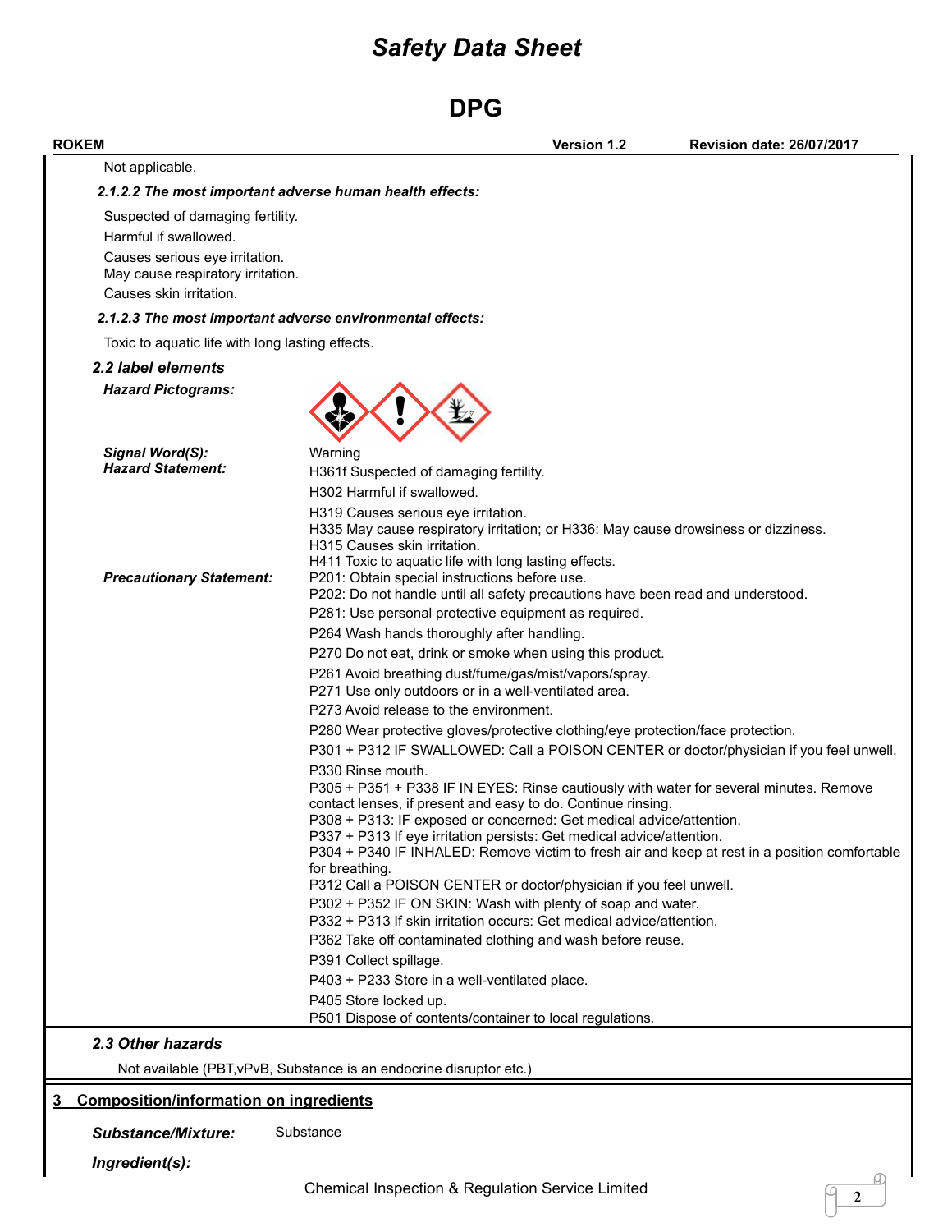Not applicable.

#### *2.1.2.2 The most important adverse human health effects:*

Suspected of damaging fertility.

Harmful if swallowed.

Causes serious eye irritation.
May cause respiratory irritation.

Causes skin irritation.

#### *2.1.2.3 The most important adverse environmental effects:*

Toxic to aquatic life with long lasting effects.

### *2.2 label elements*

***Hazard Pictograms:***

***Signal Word(S):*** Warning

***Hazard Statement:***

H361f Suspected of damaging fertility.

H302 Harmful if swallowed.

H319 Causes serious eye irritation.
H335 May cause respiratory irritation; or H336: May cause drowsiness or dizziness.
H315 Causes skin irritation.
H411 Toxic to aquatic life with long lasting effects.

***Precautionary Statement:***

P201: Obtain special instructions before use.
P202: Do not handle until all safety precautions have been read and understood.

P281: Use personal protective equipment as required.

P264 Wash hands thoroughly after handling.

P270 Do not eat, drink or smoke when using this product.

P261 Avoid breathing dust/fume/gas/mist/vapors/spray.
P271 Use only outdoors or in a well-ventilated area.
P273 Avoid release to the environment.

P280 Wear protective gloves/protective clothing/eye protection/face protection.

P301 + P312 IF SWALLOWED: Call a POISON CENTER or doctor/physician if you feel unwell.

P330 Rinse mouth.
P305 + P351 + P338 IF IN EYES: Rinse cautiously with water for several minutes. Remove contact lenses, if present and easy to do. Continue rinsing.
P308 + P313: IF exposed or concerned: Get medical advice/attention.
P337 + P313 If eye irritation persists: Get medical advice/attention.
P304 + P340 IF INHALED: Remove victim to fresh air and keep at rest in a position comfortable for breathing.
P312 Call a POISON CENTER or doctor/physician if you feel unwell.

P302 + P352 IF ON SKIN: Wash with plenty of soap and water.
P332 + P313 If skin irritation occurs: Get medical advice/attention.
P362 Take off contaminated clothing and wash before reuse.

P391 Collect spillage.

P403 + P233 Store in a well-ventilated place.

P405 Store locked up.
P501 Dispose of contents/container to local regulations.

### *2.3 Other hazards*

Not available (PBT,vPvB, Substance is an endocrine disruptor etc.)

## 3 Composition/information on ingredients

***Substance/Mixture:*** Substance

***Ingredient(s):***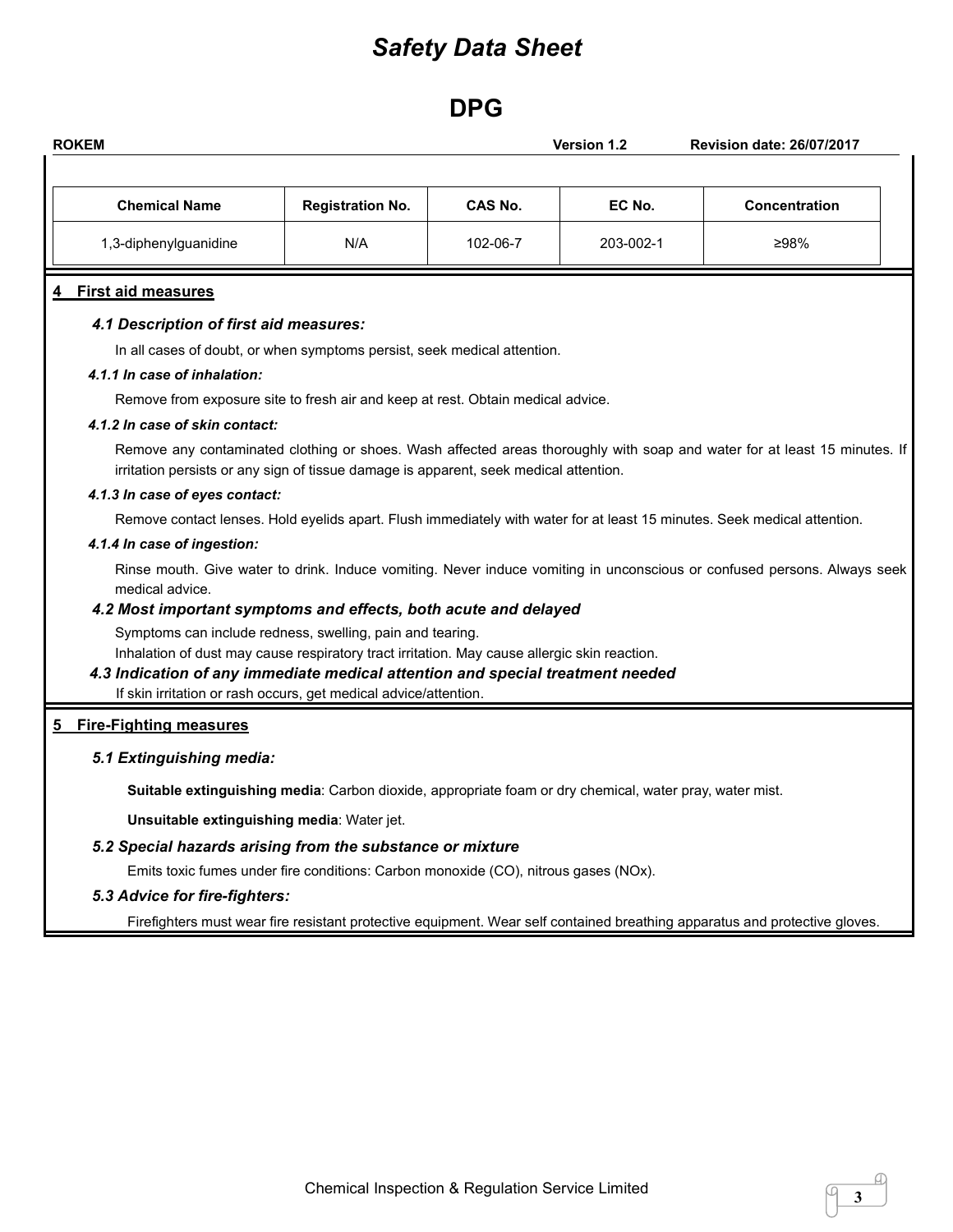| Chemical Name | Registration No. | CAS No. | EC No. | Concentration |
|---|---|---|---|---|
| 1,3-diphenylguanidine | N/A | 102-06-7 | 203-002-1 | ≥98% |

## 4 First aid measures

### *4.1 Description of first aid measures:*

In all cases of doubt, or when symptoms persist, seek medical attention.

#### *4.1.1 In case of inhalation:*

Remove from exposure site to fresh air and keep at rest. Obtain medical advice.

#### *4.1.2 In case of skin contact:*

Remove any contaminated clothing or shoes. Wash affected areas thoroughly with soap and water for at least 15 minutes. If irritation persists or any sign of tissue damage is apparent, seek medical attention.

#### *4.1.3 In case of eyes contact:*

Remove contact lenses. Hold eyelids apart. Flush immediately with water for at least 15 minutes. Seek medical attention.

#### *4.1.4 In case of ingestion:*

Rinse mouth. Give water to drink. Induce vomiting. Never induce vomiting in unconscious or confused persons. Always seek medical advice.

### *4.2 Most important symptoms and effects, both acute and delayed*

Symptoms can include redness, swelling, pain and tearing.

Inhalation of dust may cause respiratory tract irritation. May cause allergic skin reaction.

### *4.3 Indication of any immediate medical attention and special treatment needed*

If skin irritation or rash occurs, get medical advice/attention.

## 5 Fire-Fighting measures

### *5.1 Extinguishing media:*

**Suitable extinguishing media**: Carbon dioxide, appropriate foam or dry chemical, water pray, water mist.

**Unsuitable extinguishing media**: Water jet.

### *5.2 Special hazards arising from the substance or mixture*

Emits toxic fumes under fire conditions: Carbon monoxide (CO), nitrous gases (NOx).

### *5.3 Advice for fire-fighters:*

Firefighters must wear fire resistant protective equipment. Wear self contained breathing apparatus and protective gloves.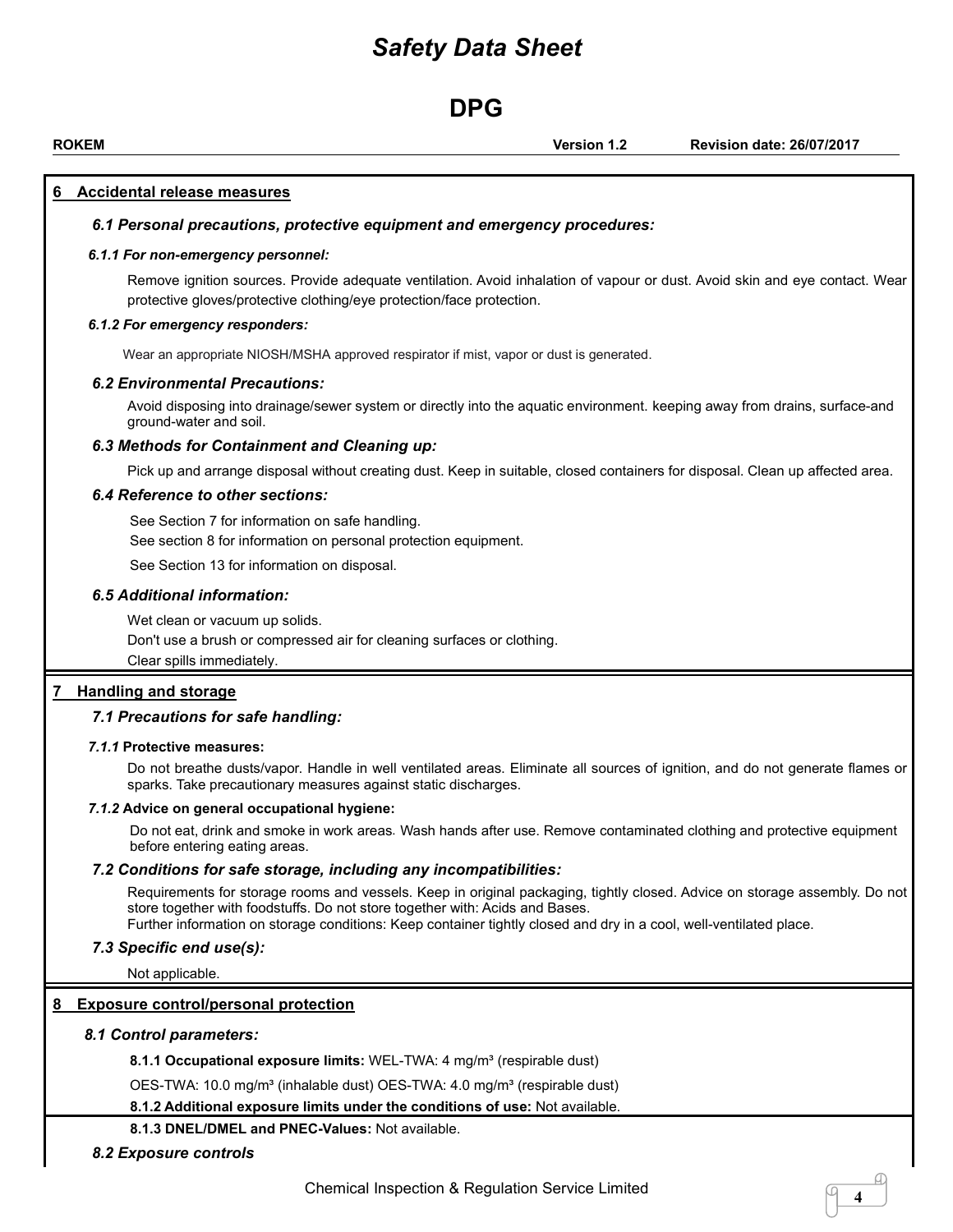## 6 Accidental release measures

### 6.1 Personal precautions, protective equipment and emergency procedures:

#### *6.1.1 For non-emergency personnel:*

Remove ignition sources. Provide adequate ventilation. Avoid inhalation of vapour or dust. Avoid skin and eye contact. Wear protective gloves/protective clothing/eye protection/face protection.

#### *6.1.2 For emergency responders:*

Wear an appropriate NIOSH/MSHA approved respirator if mist, vapor or dust is generated.

### 6.2 Environmental Precautions:

Avoid disposing into drainage/sewer system or directly into the aquatic environment. keeping away from drains, surface-and ground-water and soil.

### 6.3 Methods for Containment and Cleaning up:

Pick up and arrange disposal without creating dust. Keep in suitable, closed containers for disposal. Clean up affected area.

### 6.4 Reference to other sections:

See Section 7 for information on safe handling.
See section 8 for information on personal protection equipment.

See Section 13 for information on disposal.

### 6.5 Additional information:

Wet clean or vacuum up solids.
Don't use a brush or compressed air for cleaning surfaces or clothing.
Clear spills immediately.

## 7 Handling and storage

### 7.1 Precautions for safe handling:

#### *7.1.1* Protective measures:

Do not breathe dusts/vapor. Handle in well ventilated areas. Eliminate all sources of ignition, and do not generate flames or sparks. Take precautionary measures against static discharges.

#### *7.1.2* Advice on general occupational hygiene:

Do not eat, drink and smoke in work areas. Wash hands after use. Remove contaminated clothing and protective equipment before entering eating areas.

### 7.2 Conditions for safe storage, including any incompatibilities:

Requirements for storage rooms and vessels. Keep in original packaging, tightly closed. Advice on storage assembly. Do not store together with foodstuffs. Do not store together with: Acids and Bases.
Further information on storage conditions: Keep container tightly closed and dry in a cool, well-ventilated place.

### 7.3 Specific end use(s):

Not applicable.

## 8 Exposure control/personal protection

### 8.1 Control parameters:

**8.1.1 Occupational exposure limits:** WEL-TWA: 4 mg/m³ (respirable dust)

OES-TWA: 10.0 mg/m³ (inhalable dust) OES-TWA: 4.0 mg/m³ (respirable dust)

**8.1.2 Additional exposure limits under the conditions of use:** Not available.

**8.1.3 DNEL/DMEL and PNEC-Values:** Not available.

### 8.2 Exposure controls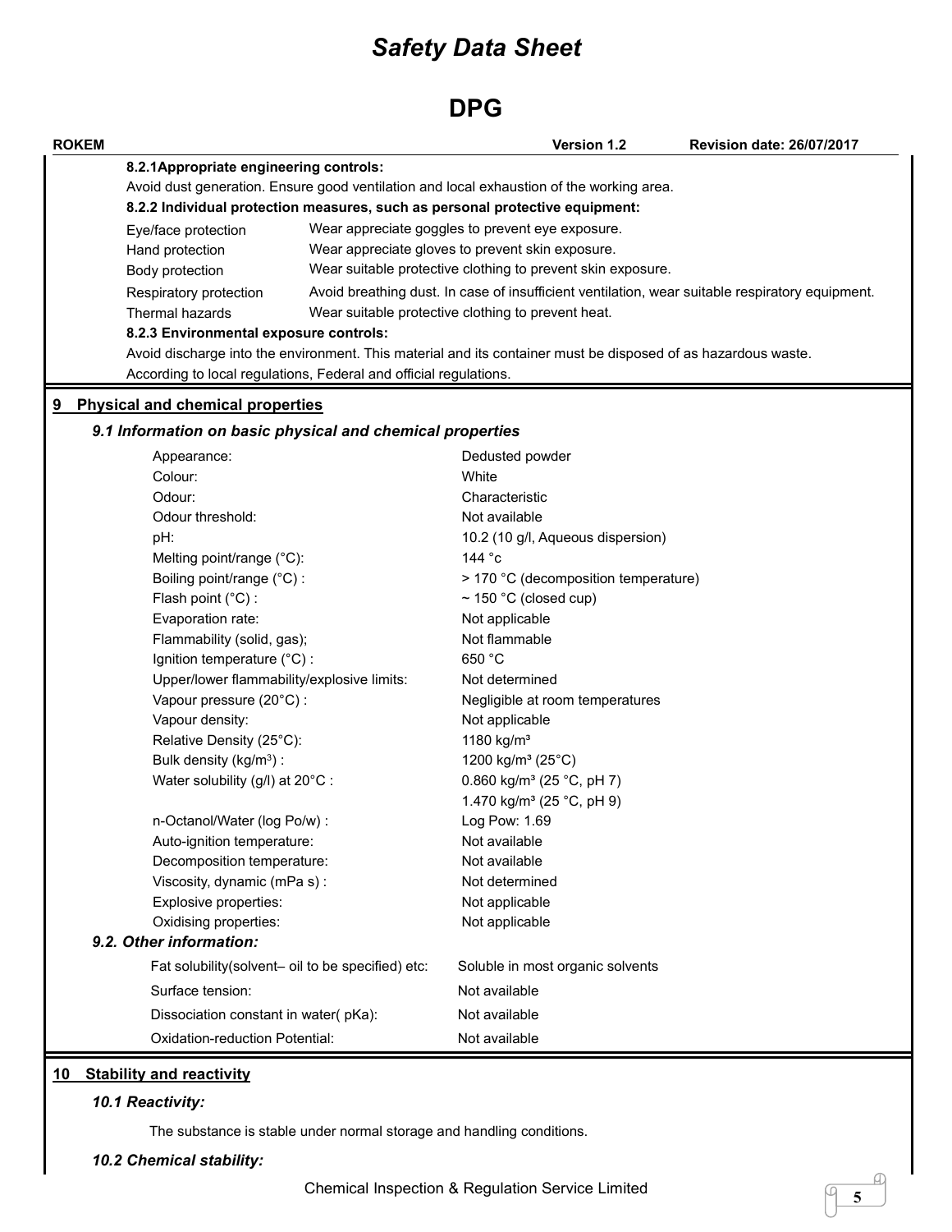**8.2.1Appropriate engineering controls:**

Avoid dust generation. Ensure good ventilation and local exhaustion of the working area.

**8.2.2 Individual protection measures, such as personal protective equipment:**

| | |
|---|---|
| Eye/face protection | Wear appreciate goggles to prevent eye exposure. |
| Hand protection | Wear appreciate gloves to prevent skin exposure. |
| Body protection | Wear suitable protective clothing to prevent skin exposure. |
| Respiratory protection | Avoid breathing dust. In case of insufficient ventilation, wear suitable respiratory equipment. |
| Thermal hazards | Wear suitable protective clothing to prevent heat. |

**8.2.3 Environmental exposure controls:**

Avoid discharge into the environment. This material and its container must be disposed of as hazardous waste. According to local regulations, Federal and official regulations.

## 9 Physical and chemical properties

### *9.1 Information on basic physical and chemical properties*

| | |
|---|---|
| Appearance: | Dedusted powder |
| Colour: | White |
| Odour: | Characteristic |
| Odour threshold: | Not available |
| pH: | 10.2 (10 g/l, Aqueous dispersion) |
| Melting point/range (°C): | 144 °c |
| Boiling point/range (°C) : | > 170 °C (decomposition temperature) |
| Flash point (°C) : | ~ 150 °C (closed cup) |
| Evaporation rate: | Not applicable |
| Flammability (solid, gas); | Not flammable |
| Ignition temperature (°C) : | 650 °C |
| Upper/lower flammability/explosive limits: | Not determined |
| Vapour pressure (20°C) : | Negligible at room temperatures |
| Vapour density: | Not applicable |
| Relative Density (25°C): | 1180 kg/m³ |
| Bulk density (kg/m³) : | 1200 kg/m³ (25°C) |
| Water solubility (g/l) at 20°C : | 0.860 kg/m³ (25 °C, pH 7)<br>1.470 kg/m³ (25 °C, pH 9) |
| n-Octanol/Water (log Po/w) : | Log Pow: 1.69 |
| Auto-ignition temperature: | Not available |
| Decomposition temperature: | Not available |
| Viscosity, dynamic (mPa s) : | Not determined |
| Explosive properties: | Not applicable |
| Oxidising properties: | Not applicable |

### *9.2. Other information:*

| | |
|---|---|
| Fat solubility(solvent– oil to be specified) etc: | Soluble in most organic solvents |
| Surface tension: | Not available |
| Dissociation constant in water( pKa): | Not available |
| Oxidation-reduction Potential: | Not available |

## 10 Stability and reactivity

### *10.1 Reactivity:*

The substance is stable under normal storage and handling conditions.

### *10.2 Chemical stability:*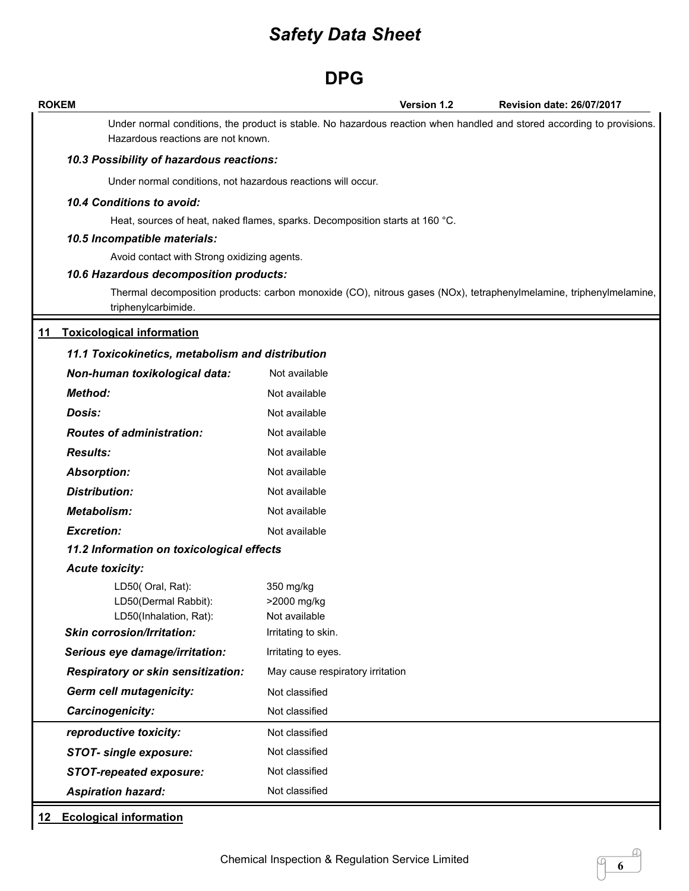Under normal conditions, the product is stable. No hazardous reaction when handled and stored according to provisions. Hazardous reactions are not known.

### *10.3 Possibility of hazardous reactions:*

Under normal conditions, not hazardous reactions will occur.

### *10.4 Conditions to avoid:*

Heat, sources of heat, naked flames, sparks. Decomposition starts at 160 °C.

### *10.5 Incompatible materials:*

Avoid contact with Strong oxidizing agents.

### *10.6 Hazardous decomposition products:*

Thermal decomposition products: carbon monoxide (CO), nitrous gases (NOx), tetraphenylmelamine, triphenylmelamine, triphenylcarbimide.

## 11 Toxicological information

### *11.1 Toxicokinetics, metabolism and distribution*

***Non-human toxikological data:*** Not available

***Method:*** Not available

***Dosis:*** Not available

***Routes of administration:*** Not available

***Results:*** Not available

***Absorption:*** Not available

***Distribution:*** Not available

***Metabolism:*** Not available

***Excretion:*** Not available

### *11.2 Information on toxicological effects*

***Acute toxicity:***

| | |
|---|---|
| LD50( Oral, Rat): | 350 mg/kg |
| LD50(Dermal Rabbit): | >2000 mg/kg |
| LD50(Inhalation, Rat): | Not available |

***Skin corrosion/Irritation:*** Irritating to skin.

***Serious eye damage/irritation:*** Irritating to eyes.

***Respiratory or skin sensitization:*** May cause respiratory irritation

***Germ cell mutagenicity:*** Not classified

***Carcinogenicity:*** Not classified

***reproductive toxicity:*** Not classified

***STOT- single exposure:*** Not classified

***STOT-repeated exposure:*** Not classified

***Aspiration hazard:*** Not classified

## 12 Ecological information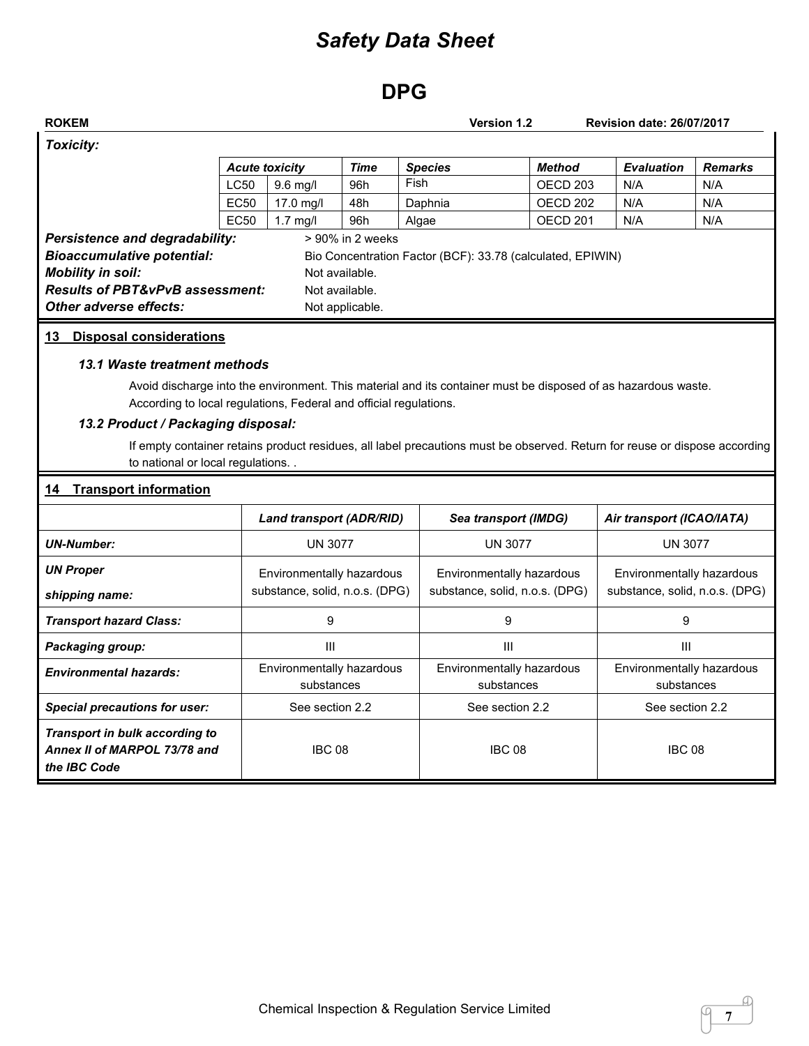**Toxicity:**

| Acute toxicity | | Time | Species | Method | Evaluation | Remarks |
|---|---|---|---|---|---|---|
| LC50 | 9.6 mg/l | 96h | Fish | OECD 203 | N/A | N/A |
| EC50 | 17.0 mg/l | 48h | Daphnia | OECD 202 | N/A | N/A |
| EC50 | 1.7 mg/l | 96h | Algae | OECD 201 | N/A | N/A |

***Persistence and degradability:*** > 90% in 2 weeks

***Bioaccumulative potential:*** Bio Concentration Factor (BCF): 33.78 (calculated, EPIWIN)

***Mobility in soil:*** Not available.

***Results of PBT&vPvB assessment:*** Not available.

***Other adverse effects:*** Not applicable.

## 13 Disposal considerations

### 13.1 Waste treatment methods

Avoid discharge into the environment. This material and its container must be disposed of as hazardous waste. According to local regulations, Federal and official regulations.

### 13.2 Product / Packaging disposal:

If empty container retains product residues, all label precautions must be observed. Return for reuse or dispose according to national or local regulations. .

## 14 Transport information

| | Land transport (ADR/RID) | Sea transport (IMDG) | Air transport (ICAO/IATA) |
|---|---|---|---|
| ***UN-Number:*** | UN 3077 | UN 3077 | UN 3077 |
| ***UN Proper shipping name:*** | Environmentally hazardous substance, solid, n.o.s. (DPG) | Environmentally hazardous substance, solid, n.o.s. (DPG) | Environmentally hazardous substance, solid, n.o.s. (DPG) |
| ***Transport hazard Class:*** | 9 | 9 | 9 |
| ***Packaging group:*** | III | III | III |
| ***Environmental hazards:*** | Environmentally hazardous substances | Environmentally hazardous substances | Environmentally hazardous substances |
| ***Special precautions for user:*** | See section 2.2 | See section 2.2 | See section 2.2 |
| ***Transport in bulk according to Annex II of MARPOL 73/78 and the IBC Code*** | IBC 08 | IBC 08 | IBC 08 |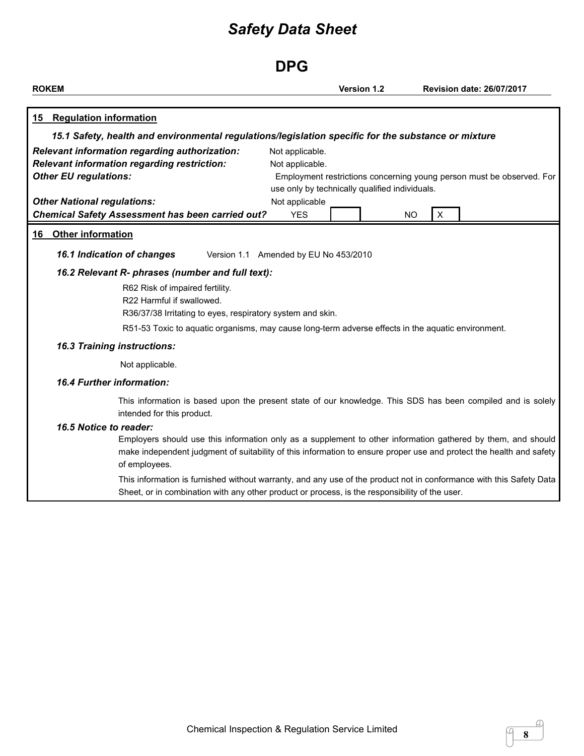## 15 Regulation information

### 15.1 Safety, health and environmental regulations/legislation specific for the substance or mixture

***Relevant information regarding authorization:*** Not applicable.

***Relevant information regarding restriction:*** Not applicable.

***Other EU regulations:*** Employment restrictions concerning young person must be observed. For use only by technically qualified individuals.

***Other National regulations:*** Not applicable

***Chemical Safety Assessment has been carried out?*** YES [ ] NO [X]

## 16 Other information

***16.1 Indication of changes*** Version 1.1 Amended by EU No 453/2010

***16.2 Relevant R- phrases (number and full text):***

R62 Risk of impaired fertility.
R22 Harmful if swallowed.
R36/37/38 Irritating to eyes, respiratory system and skin.
R51-53 Toxic to aquatic organisms, may cause long-term adverse effects in the aquatic environment.

***16.3 Training instructions:***

Not applicable.

***16.4 Further information:***

This information is based upon the present state of our knowledge. This SDS has been compiled and is solely intended for this product.

***16.5 Notice to reader:***

Employers should use this information only as a supplement to other information gathered by them, and should make independent judgment of suitability of this information to ensure proper use and protect the health and safety of employees.

This information is furnished without warranty, and any use of the product not in conformance with this Safety Data Sheet, or in combination with any other product or process, is the responsibility of the user.